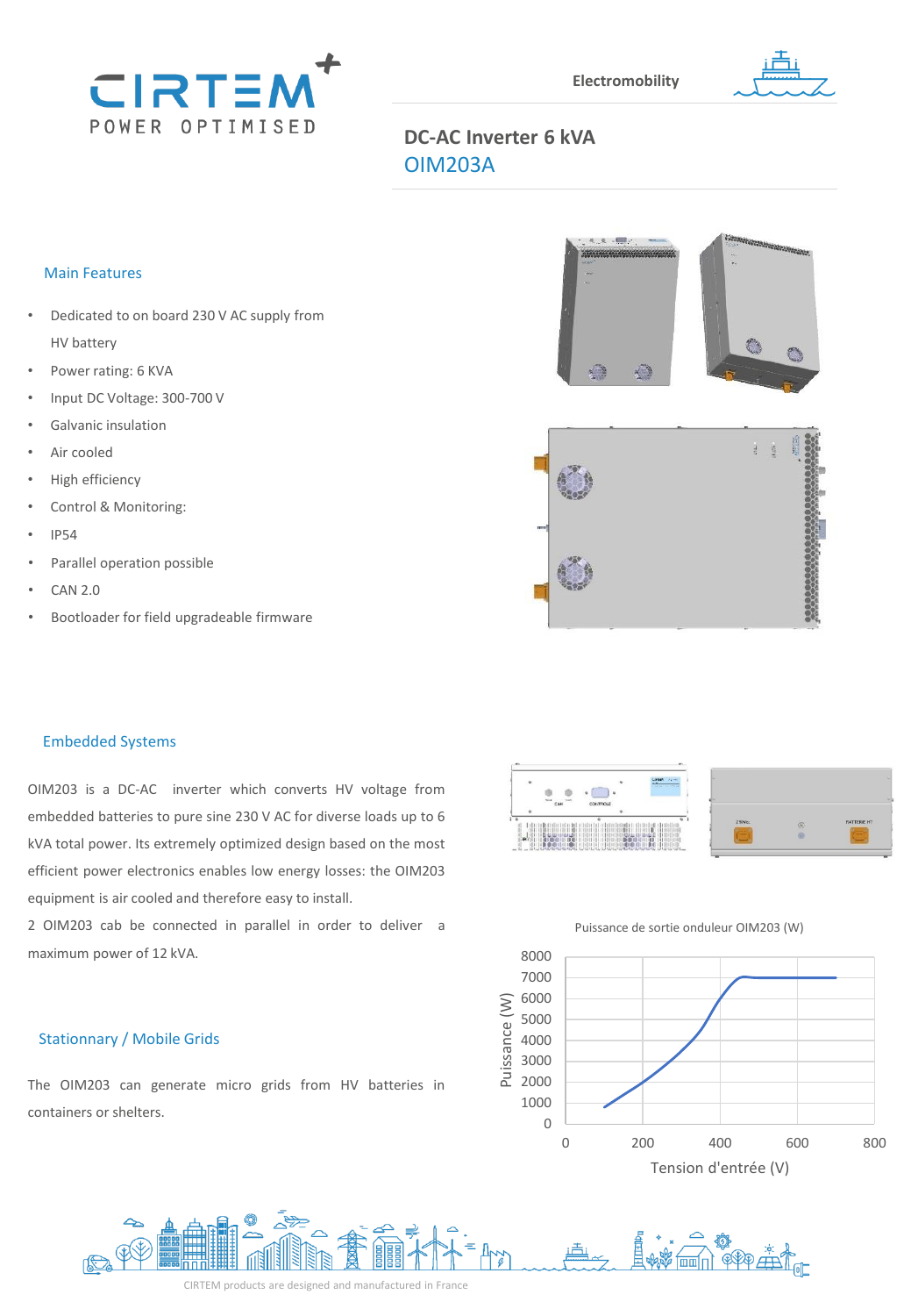Electromobility

# DC-AC Inverter 6 kVA

## OIM203A

### Main Features

- Dedicated to on board 230 V AC supply from HV battery
- Power rating: 6 KVA
- Input DC Voltage: 300-700 V
- Galvanic insulation
- Air cooled
- High efficiency
- Control & Monitoring:
- IP54
- Parallel operation possible
- CAN 2.0
- Bootloader for field upgradeable firmware

### Embedded Systems

OIM203 is a DC-AC inverter which converts HV voltage from embedded batteries to pure sine 230 V AC for diverse loads up to 6 kVA total power. Its extremely optimized design based on the most efficient power electronics enables low energy losses: the OIM203 equipment is air cooled and therefore easy to install.

2 OIM203 cab be connected in parallel in order to deliver a maximum power of 12 kVA.

### Stationnary / Mobile Grids

The OIM203 can generate micro grids from HV batteries in containers or shelters.

Puissance de sortie onduleur OIM203 (W)

CIRTEM products are designed and manufactured in France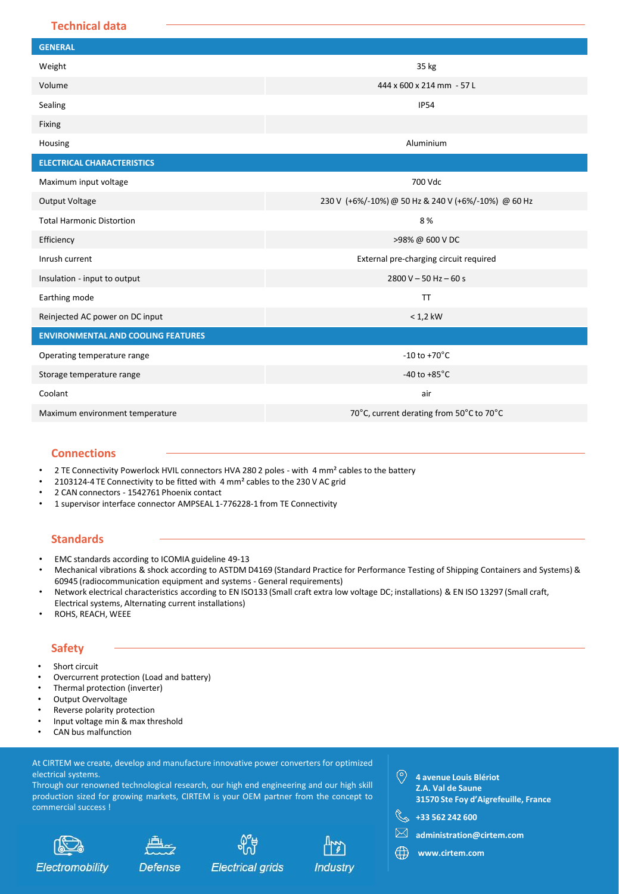## Technical data

| | |
|---|---|
| **GENERAL** | |
| Weight | 35 kg |
| Volume | 444 x 600 x 214 mm - 57 L |
| Sealing | IP54 |
| Fixing | |
| Housing | Aluminium |
| **ELECTRICAL CHARACTERISTICS** | |
| Maximum input voltage | 700 Vdc |
| Output Voltage | 230 V (+6%/-10%) @ 50 Hz & 240 V (+6%/-10%) @ 60 Hz |
| Total Harmonic Distortion | 8 % |
| Efficiency | >98% @ 600 V DC |
| Inrush current | External pre-charging circuit required |
| Insulation - input to output | 2800 V – 50 Hz – 60 s |
| Earthing mode | TT |
| Reinjected AC power on DC input | < 1,2 kW |
| **ENVIRONMENTAL AND COOLING FEATURES** | |
| Operating temperature range | -10 to +70°C |
| Storage temperature range | -40 to +85°C |
| Coolant | air |
| Maximum environment temperature | 70°C, current derating from 50°C to 70°C |

## Connections

- 2 TE Connectivity Powerlock HVIL connectors HVA 280 2 poles - with 4 mm² cables to the battery
- 2103124-4 TE Connectivity to be fitted with 4 mm² cables to the 230 V AC grid
- 2 CAN connectors - 1542761 Phoenix contact
- 1 supervisor interface connector AMPSEAL 1-776228-1 from TE Connectivity

## Standards

- EMC standards according to ICOMIA guideline 49-13
- Mechanical vibrations & shock according to ASTDM D4169 (Standard Practice for Performance Testing of Shipping Containers and Systems) & 60945 (radiocommunication equipment and systems - General requirements)
- Network electrical characteristics according to EN ISO133 (Small craft extra low voltage DC; installations) & EN ISO 13297 (Small craft, Electrical systems, Alternating current installations)
- ROHS, REACH, WEEE

## Safety

- Short circuit
- Overcurrent protection (Load and battery)
- Thermal protection (inverter)
- Output Overvoltage
- Reverse polarity protection
- Input voltage min & max threshold
- CAN bus malfunction

At CIRTEM we create, develop and manufacture innovative power converters for optimized electrical systems.
Through our renowned technological research, our high end engineering and our high skill production sized for growing markets, CIRTEM is your OEM partner from the concept to commercial success !

*Electromobility* *Defense* *Electrical grids* *Industry*

**4 avenue Louis Blériot**
**Z.A. Val de Saune**
**31570 Ste Foy d'Aigrefeuille, France**

**+33 562 242 600**

**administration@cirtem.com**

**www.cirtem.com**